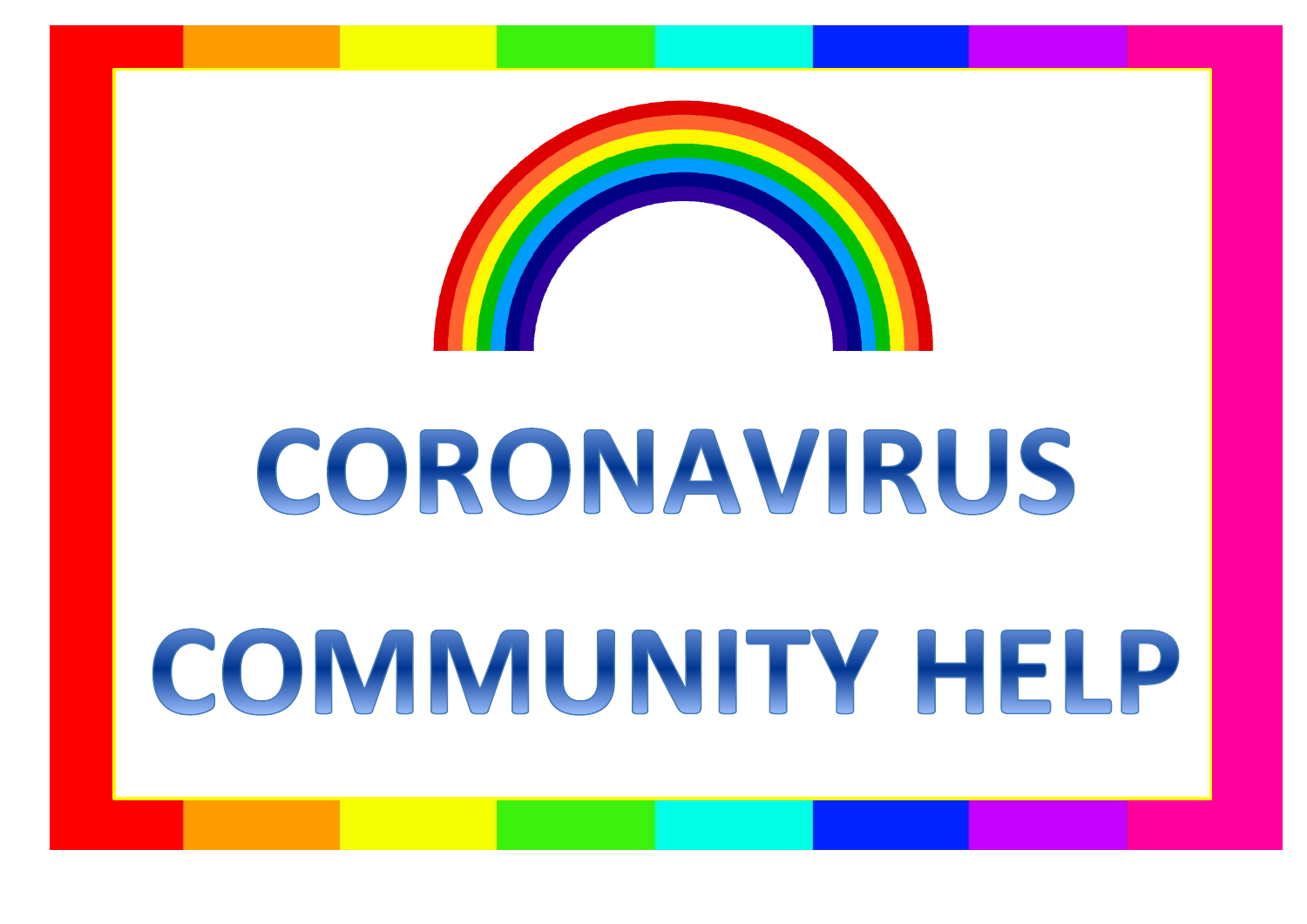# CORONAVIRUS COMMUNITY HELP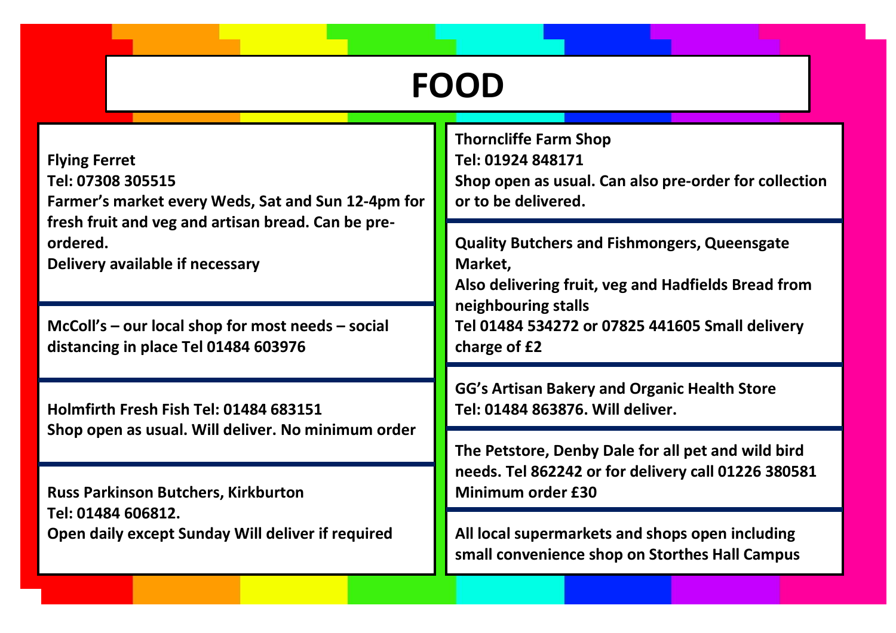# FOOD

**Flying Ferret**
**Tel: 07308 305515**
**Farmer's market every Weds, Sat and Sun 12-4pm for fresh fruit and veg and artisan bread. Can be pre-ordered.**
**Delivery available if necessary**

**McColl's – our local shop for most needs – social distancing in place Tel 01484 603976**

**Holmfirth Fresh Fish Tel: 01484 683151**
**Shop open as usual. Will deliver. No minimum order**

**Russ Parkinson Butchers, Kirkburton**
**Tel: 01484 606812.**
**Open daily except Sunday Will deliver if required**

**Thorncliffe Farm Shop**
**Tel: 01924 848171**
**Shop open as usual. Can also pre-order for collection or to be delivered.**

**Quality Butchers and Fishmongers, Queensgate Market,**
**Also delivering fruit, veg and Hadfields Bread from neighbouring stalls**
**Tel 01484 534272 or 07825 441605 Small delivery charge of £2**

**GG's Artisan Bakery and Organic Health Store**
**Tel: 01484 863876. Will deliver.**

**The Petstore, Denby Dale for all pet and wild bird needs. Tel 862242 or for delivery call 01226 380581 Minimum order £30**

**All local supermarkets and shops open including small convenience shop on Storthes Hall Campus**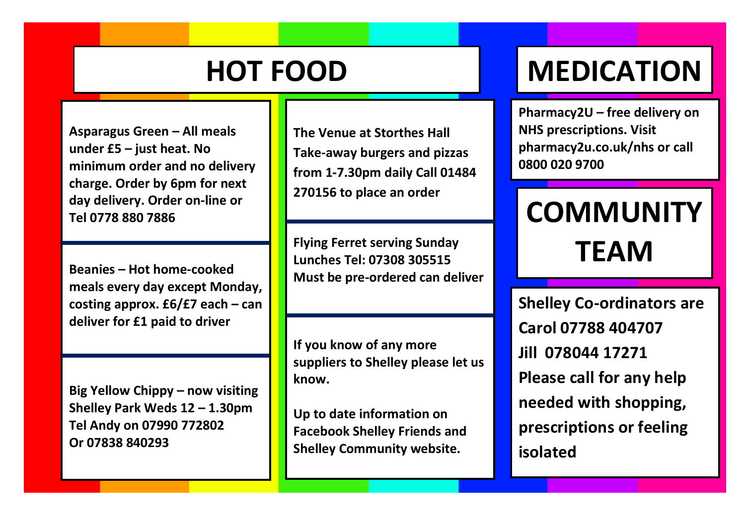# HOT FOOD

**Asparagus Green – All meals under £5 – just heat. No minimum order and no delivery charge. Order by 6pm for next day delivery. Order on-line or Tel 0778 880 7886**

**Beanies – Hot home-cooked meals every day except Monday, costing approx. £6/£7 each – can deliver for £1 paid to driver**

**Big Yellow Chippy – now visiting Shelley Park Weds 12 – 1.30pm Tel Andy on 07990 772802 Or 07838 840293**

**The Venue at Storthes Hall Take-away burgers and pizzas from 1-7.30pm daily Call 01484 270156 to place an order**

**Flying Ferret serving Sunday Lunches Tel: 07308 305515 Must be pre-ordered can deliver**

**If you know of any more suppliers to Shelley please let us know.**

**Up to date information on Facebook Shelley Friends and Shelley Community website.**

# MEDICATION

**Pharmacy2U – free delivery on NHS prescriptions. Visit pharmacy2u.co.uk/nhs or call 0800 020 9700**

# COMMUNITY TEAM

**Shelley Co-ordinators are**
**Carol 07788 404707**
**Jill 078044 17271**
**Please call for any help needed with shopping, prescriptions or feeling isolated**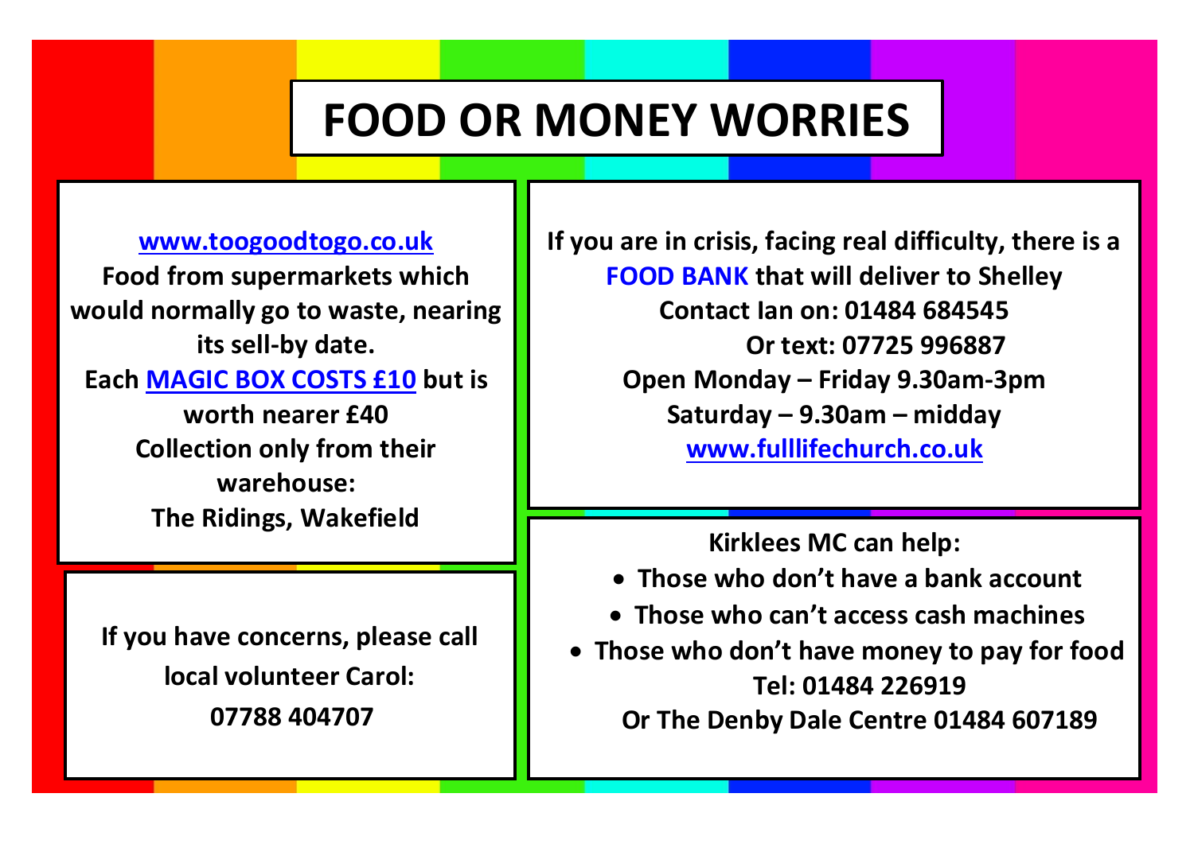# FOOD OR MONEY WORRIES

**www.toogoodtogo.co.uk**
**Food from supermarkets which would normally go to waste, nearing its sell-by date.**
**Each MAGIC BOX COSTS £10 but is worth nearer £40**
**Collection only from their warehouse:**
**The Ridings, Wakefield**

**If you are in crisis, facing real difficulty, there is a FOOD BANK that will deliver to Shelley**
**Contact Ian on: 01484 684545**
**Or text: 07725 996887**
**Open Monday – Friday 9.30am-3pm**
**Saturday – 9.30am – midday**
**www.fulllifechurch.co.uk**

**If you have concerns, please call local volunteer Carol:**
**07788 404707**

**Kirklees MC can help:**

- **Those who don't have a bank account**
- **Those who can't access cash machines**
- **Those who don't have money to pay for food**

**Tel: 01484 226919**
**Or The Denby Dale Centre 01484 607189**